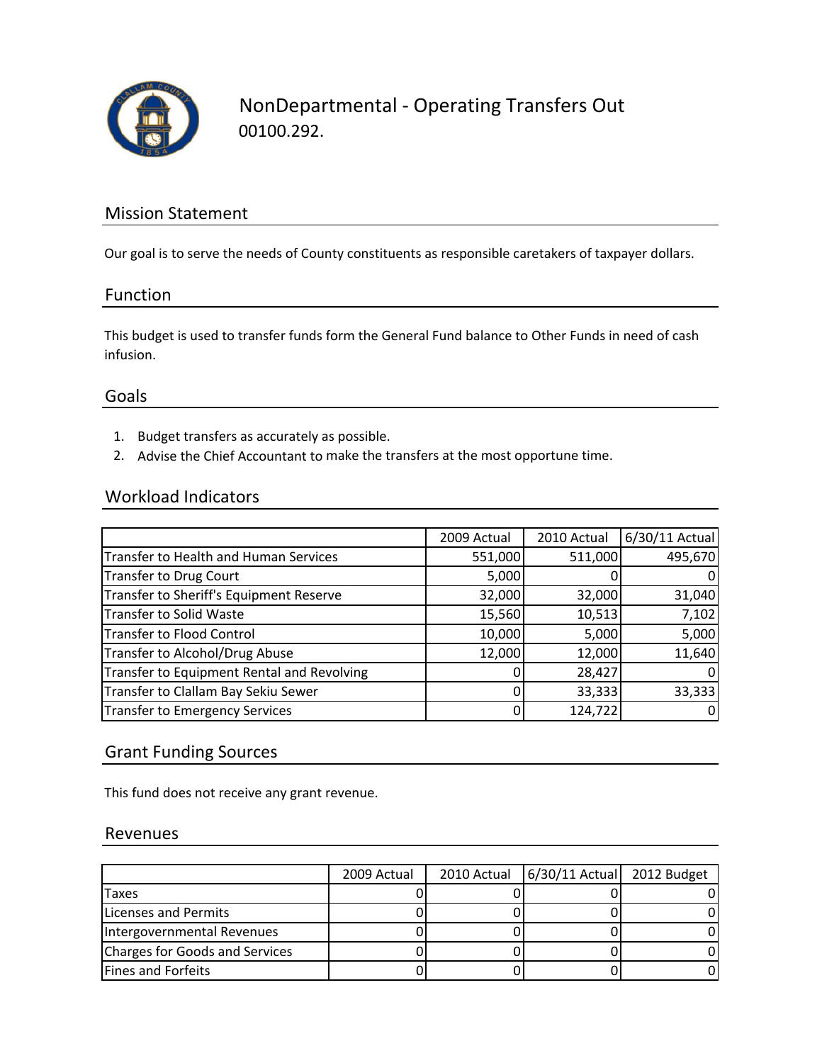# NonDepartmental - Operating Transfers Out

00100.292.

## Mission Statement

Our goal is to serve the needs of County constituents as responsible caretakers of taxpayer dollars.

## Function

This budget is used to transfer funds form the General Fund balance to Other Funds in need of cash infusion.

## Goals

1. Budget transfers as accurately as possible.
2. Advise the Chief Accountant to make the transfers at the most opportune time.

## Workload Indicators

| | 2009 Actual | 2010 Actual | 6/30/11 Actual |
|---|---|---|---|
| Transfer to Health and Human Services | 551,000 | 511,000 | 495,670 |
| Transfer to Drug Court | 5,000 | 0 | 0 |
| Transfer to Sheriff's Equipment Reserve | 32,000 | 32,000 | 31,040 |
| Transfer to Solid Waste | 15,560 | 10,513 | 7,102 |
| Transfer to Flood Control | 10,000 | 5,000 | 5,000 |
| Transfer to Alcohol/Drug Abuse | 12,000 | 12,000 | 11,640 |
| Transfer to Equipment Rental and Revolving | 0 | 28,427 | 0 |
| Transfer to Clallam Bay Sekiu Sewer | 0 | 33,333 | 33,333 |
| Transfer to Emergency Services | 0 | 124,722 | 0 |

## Grant Funding Sources

This fund does not receive any grant revenue.

## Revenues

| | 2009 Actual | 2010 Actual | 6/30/11 Actual | 2012 Budget |
|---|---|---|---|---|
| Taxes | 0 | 0 | 0 | 0 |
| Licenses and Permits | 0 | 0 | 0 | 0 |
| Intergovernmental Revenues | 0 | 0 | 0 | 0 |
| Charges for Goods and Services | 0 | 0 | 0 | 0 |
| Fines and Forfeits | 0 | 0 | 0 | 0 |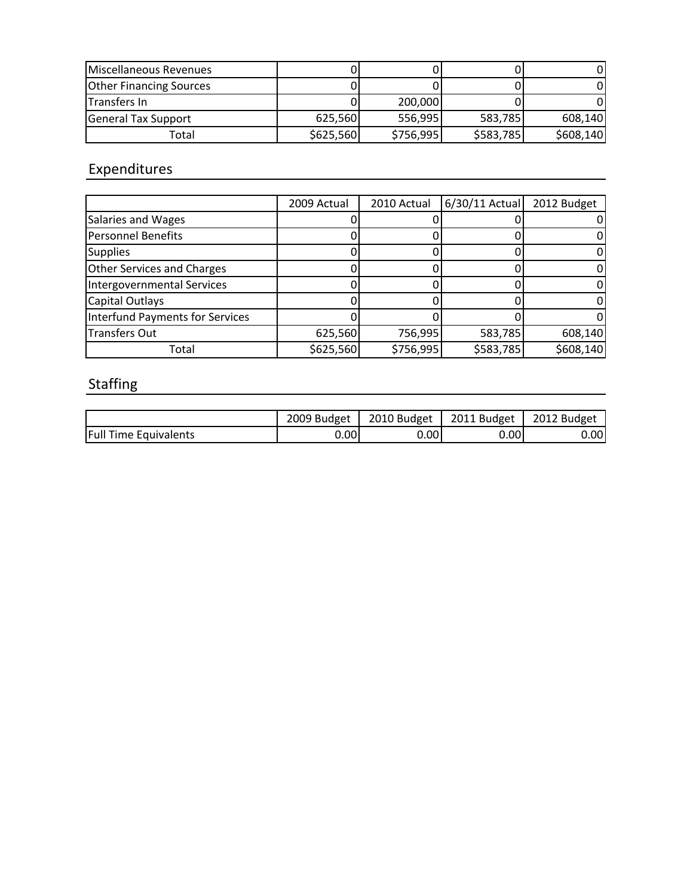| | | | | |
|---|---|---|---|---|
| Miscellaneous Revenues | 0 | 0 | 0 | 0 |
| Other Financing Sources | 0 | 0 | 0 | 0 |
| Transfers In | 0 | 200,000 | 0 | 0 |
| General Tax Support | 625,560 | 556,995 | 583,785 | 608,140 |
| Total | $625,560 | $756,995 | $583,785 | $608,140 |

## Expenditures

| | 2009 Actual | 2010 Actual | 6/30/11 Actual | 2012 Budget |
|---|---|---|---|---|
| Salaries and Wages | 0 | 0 | 0 | 0 |
| Personnel Benefits | 0 | 0 | 0 | 0 |
| Supplies | 0 | 0 | 0 | 0 |
| Other Services and Charges | 0 | 0 | 0 | 0 |
| Intergovernmental Services | 0 | 0 | 0 | 0 |
| Capital Outlays | 0 | 0 | 0 | 0 |
| Interfund Payments for Services | 0 | 0 | 0 | 0 |
| Transfers Out | 625,560 | 756,995 | 583,785 | 608,140 |
| Total | $625,560 | $756,995 | $583,785 | $608,140 |

## Staffing

| | 2009 Budget | 2010 Budget | 2011 Budget | 2012 Budget |
|---|---|---|---|---|
| Full Time Equivalents | 0.00 | 0.00 | 0.00 | 0.00 |